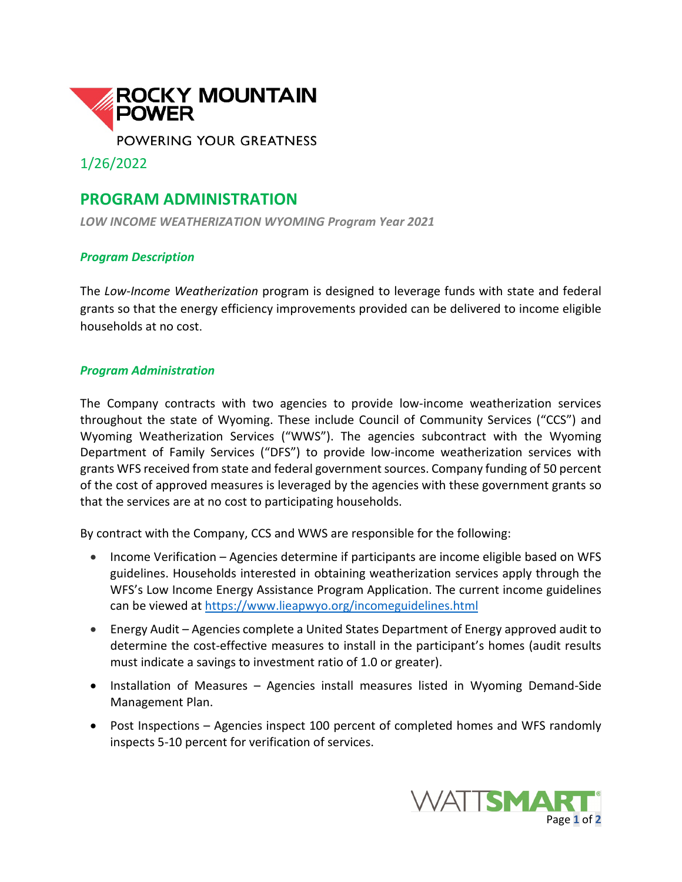ROCKY MOUNTAIN POWER

POWERING YOUR GREATNESS

1/26/2022

# PROGRAM ADMINISTRATION

***LOW INCOME WEATHERIZATION WYOMING Program Year 2021***

### *Program Description*

The *Low-Income Weatherization* program is designed to leverage funds with state and federal grants so that the energy efficiency improvements provided can be delivered to income eligible households at no cost.

### *Program Administration*

The Company contracts with two agencies to provide low-income weatherization services throughout the state of Wyoming. These include Council of Community Services ("CCS") and Wyoming Weatherization Services ("WWS"). The agencies subcontract with the Wyoming Department of Family Services ("DFS") to provide low-income weatherization services with grants WFS received from state and federal government sources. Company funding of 50 percent of the cost of approved measures is leveraged by the agencies with these government grants so that the services are at no cost to participating households.

By contract with the Company, CCS and WWS are responsible for the following:

- Income Verification – Agencies determine if participants are income eligible based on WFS guidelines. Households interested in obtaining weatherization services apply through the WFS's Low Income Energy Assistance Program Application. The current income guidelines can be viewed at https://www.lieapwyo.org/incomeguidelines.html
- Energy Audit – Agencies complete a United States Department of Energy approved audit to determine the cost-effective measures to install in the participant's homes (audit results must indicate a savings to investment ratio of 1.0 or greater).
- Installation of Measures – Agencies install measures listed in Wyoming Demand-Side Management Plan.
- Post Inspections – Agencies inspect 100 percent of completed homes and WFS randomly inspects 5-10 percent for verification of services.

WATTSMART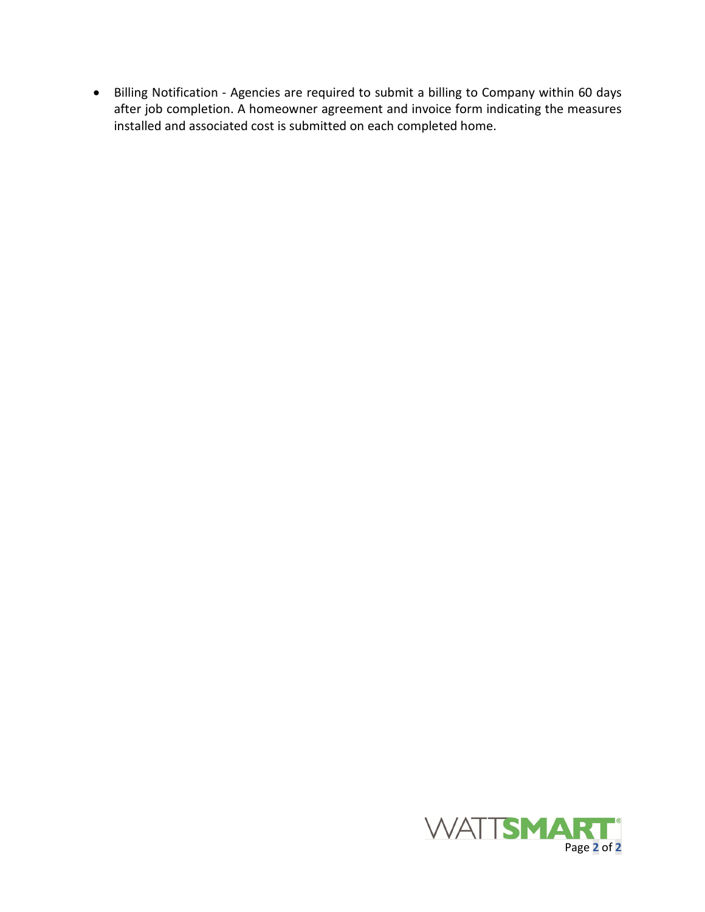- Billing Notification - Agencies are required to submit a billing to Company within 60 days after job completion. A homeowner agreement and invoice form indicating the measures installed and associated cost is submitted on each completed home.